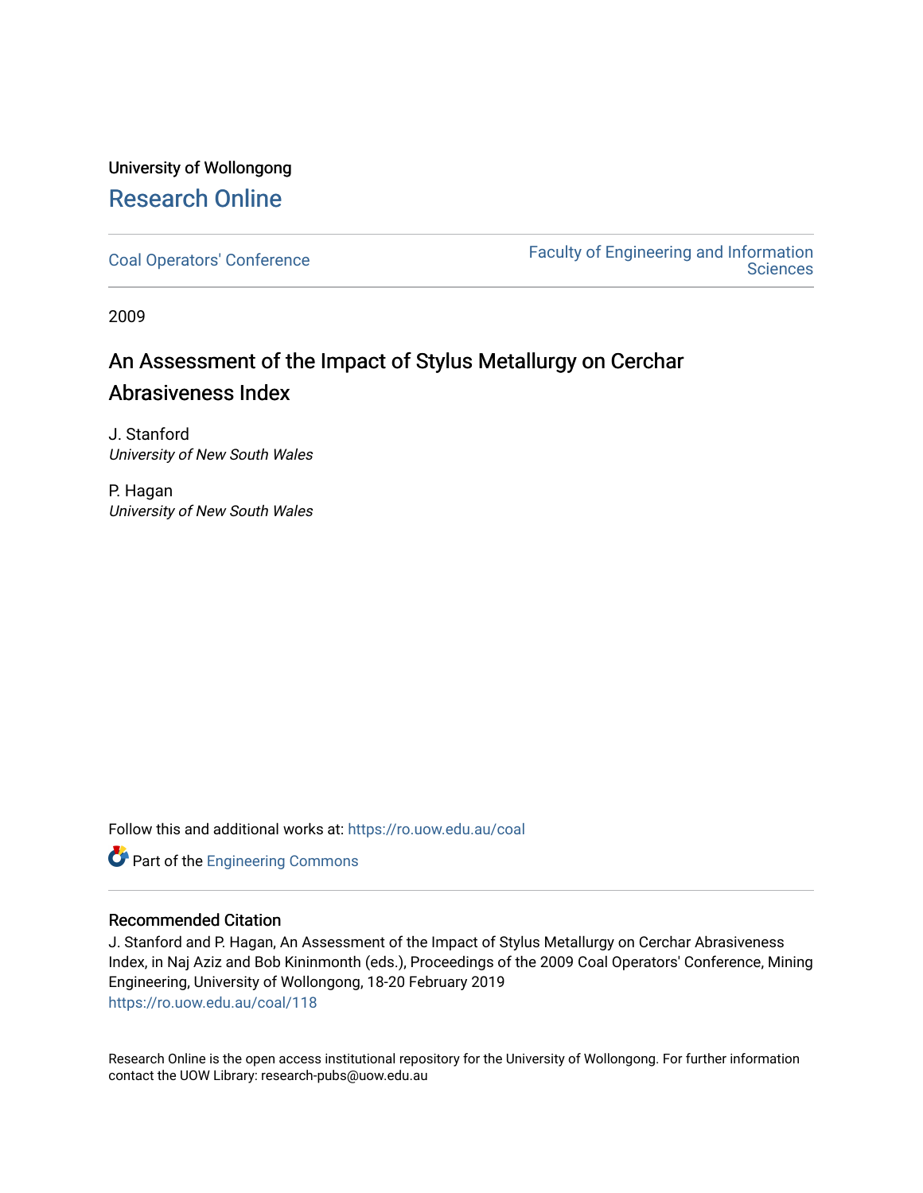University of Wollongong

# Research Online

Coal Operators' Conference | Faculty of Engineering and Information Sciences

2009

## An Assessment of the Impact of Stylus Metallurgy on Cerchar Abrasiveness Index

J. Stanford
*University of New South Wales*

P. Hagan
*University of New South Wales*

Follow this and additional works at: https://ro.uow.edu.au/coal

Part of the Engineering Commons

### Recommended Citation

J. Stanford and P. Hagan, An Assessment of the Impact of Stylus Metallurgy on Cerchar Abrasiveness Index, in Naj Aziz and Bob Kininmonth (eds.), Proceedings of the 2009 Coal Operators' Conference, Mining Engineering, University of Wollongong, 18-20 February 2019
https://ro.uow.edu.au/coal/118

Research Online is the open access institutional repository for the University of Wollongong. For further information contact the UOW Library: research-pubs@uow.edu.au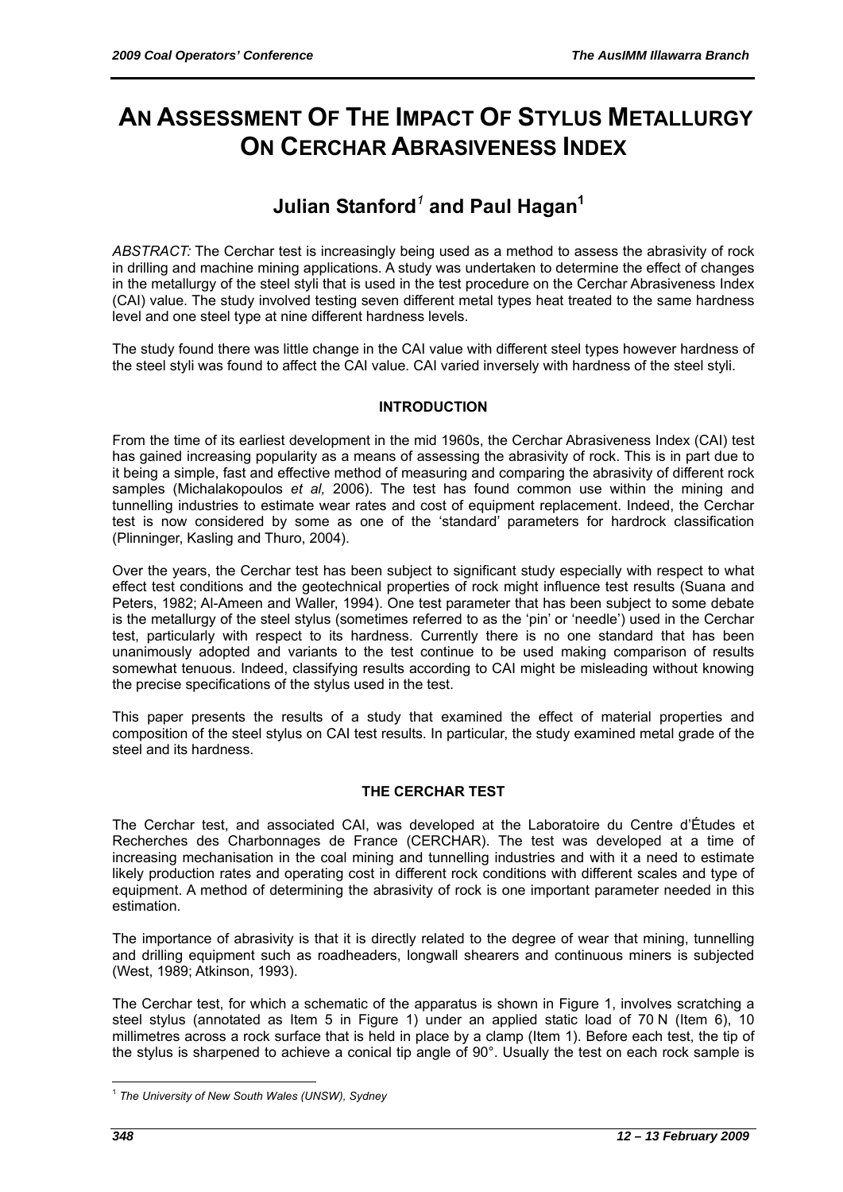# AN ASSESSMENT OF THE IMPACT OF STYLUS METALLURGY ON CERCHAR ABRASIVENESS INDEX

## Julian Stanford[1] and Paul Hagan[1]

*ABSTRACT:* The Cerchar test is increasingly being used as a method to assess the abrasivity of rock in drilling and machine mining applications. A study was undertaken to determine the effect of changes in the metallurgy of the steel styli that is used in the test procedure on the Cerchar Abrasiveness Index (CAI) value. The study involved testing seven different metal types heat treated to the same hardness level and one steel type at nine different hardness levels.

The study found there was little change in the CAI value with different steel types however hardness of the steel styli was found to affect the CAI value. CAI varied inversely with hardness of the steel styli.

### INTRODUCTION

From the time of its earliest development in the mid 1960s, the Cerchar Abrasiveness Index (CAI) test has gained increasing popularity as a means of assessing the abrasivity of rock. This is in part due to it being a simple, fast and effective method of measuring and comparing the abrasivity of different rock samples (Michalakopoulos *et al,* 2006). The test has found common use within the mining and tunnelling industries to estimate wear rates and cost of equipment replacement. Indeed, the Cerchar test is now considered by some as one of the 'standard' parameters for hardrock classification (Plinninger, Kasling and Thuro, 2004).

Over the years, the Cerchar test has been subject to significant study especially with respect to what effect test conditions and the geotechnical properties of rock might influence test results (Suana and Peters, 1982; Al-Ameen and Waller, 1994). One test parameter that has been subject to some debate is the metallurgy of the steel stylus (sometimes referred to as the 'pin' or 'needle') used in the Cerchar test, particularly with respect to its hardness. Currently there is no one standard that has been unanimously adopted and variants to the test continue to be used making comparison of results somewhat tenuous. Indeed, classifying results according to CAI might be misleading without knowing the precise specifications of the stylus used in the test.

This paper presents the results of a study that examined the effect of material properties and composition of the steel stylus on CAI test results. In particular, the study examined metal grade of the steel and its hardness.

### THE CERCHAR TEST

The Cerchar test, and associated CAI, was developed at the Laboratoire du Centre d'Études et Recherches des Charbonnages de France (CERCHAR). The test was developed at a time of increasing mechanisation in the coal mining and tunnelling industries and with it a need to estimate likely production rates and operating cost in different rock conditions with different scales and type of equipment. A method of determining the abrasivity of rock is one important parameter needed in this estimation.

The importance of abrasivity is that it is directly related to the degree of wear that mining, tunnelling and drilling equipment such as roadheaders, longwall shearers and continuous miners is subjected (West, 1989; Atkinson, 1993).

The Cerchar test, for which a schematic of the apparatus is shown in Figure 1, involves scratching a steel stylus (annotated as Item 5 in Figure 1) under an applied static load of 70 N (Item 6), 10 millimetres across a rock surface that is held in place by a clamp (Item 1). Before each test, the tip of the stylus is sharpened to achieve a conical tip angle of 90°. Usually the test on each rock sample is

[1] *The University of New South Wales (UNSW), Sydney*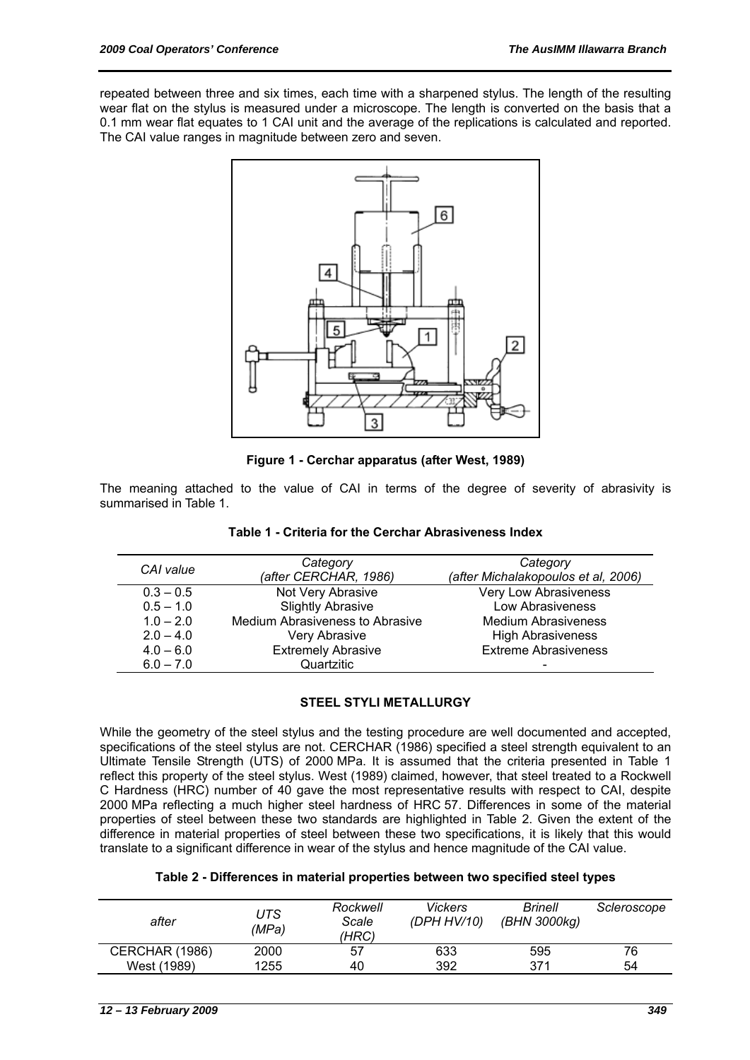repeated between three and six times, each time with a sharpened stylus. The length of the resulting wear flat on the stylus is measured under a microscope. The length is converted on the basis that a 0.1 mm wear flat equates to 1 CAI unit and the average of the replications is calculated and reported. The CAI value ranges in magnitude between zero and seven.

**Figure 1 - Cerchar apparatus (after West, 1989)**

The meaning attached to the value of CAI in terms of the degree of severity of abrasivity is summarised in Table 1.

**Table 1 - Criteria for the Cerchar Abrasiveness Index**

| *CAI value* | *Category (after CERCHAR, 1986)* | *Category (after Michalakopoulos et al, 2006)* |
|---|---|---|
| 0.3 – 0.5 | Not Very Abrasive | Very Low Abrasiveness |
| 0.5 – 1.0 | Slightly Abrasive | Low Abrasiveness |
| 1.0 – 2.0 | Medium Abrasiveness to Abrasive | Medium Abrasiveness |
| 2.0 – 4.0 | Very Abrasive | High Abrasiveness |
| 4.0 – 6.0 | Extremely Abrasive | Extreme Abrasiveness |
| 6.0 – 7.0 | Quartzitic | - |

## STEEL STYLI METALLURGY

While the geometry of the steel stylus and the testing procedure are well documented and accepted, specifications of the steel stylus are not. CERCHAR (1986) specified a steel strength equivalent to an Ultimate Tensile Strength (UTS) of 2000 MPa. It is assumed that the criteria presented in Table 1 reflect this property of the steel stylus. West (1989) claimed, however, that steel treated to a Rockwell C Hardness (HRC) number of 40 gave the most representative results with respect to CAI, despite 2000 MPa reflecting a much higher steel hardness of HRC 57. Differences in some of the material properties of steel between these two standards are highlighted in Table 2. Given the extent of the difference in material properties of steel between these two specifications, it is likely that this would translate to a significant difference in wear of the stylus and hence magnitude of the CAI value.

**Table 2 - Differences in material properties between two specified steel types**

| *after* | *UTS (MPa)* | *Rockwell Scale (HRC)* | *Vickers (DPH HV/10)* | *Brinell (BHN 3000kg)* | *Scleroscope* |
|---|---|---|---|---|---|
| CERCHAR (1986) | 2000 | 57 | 633 | 595 | 76 |
| West (1989) | 1255 | 40 | 392 | 371 | 54 |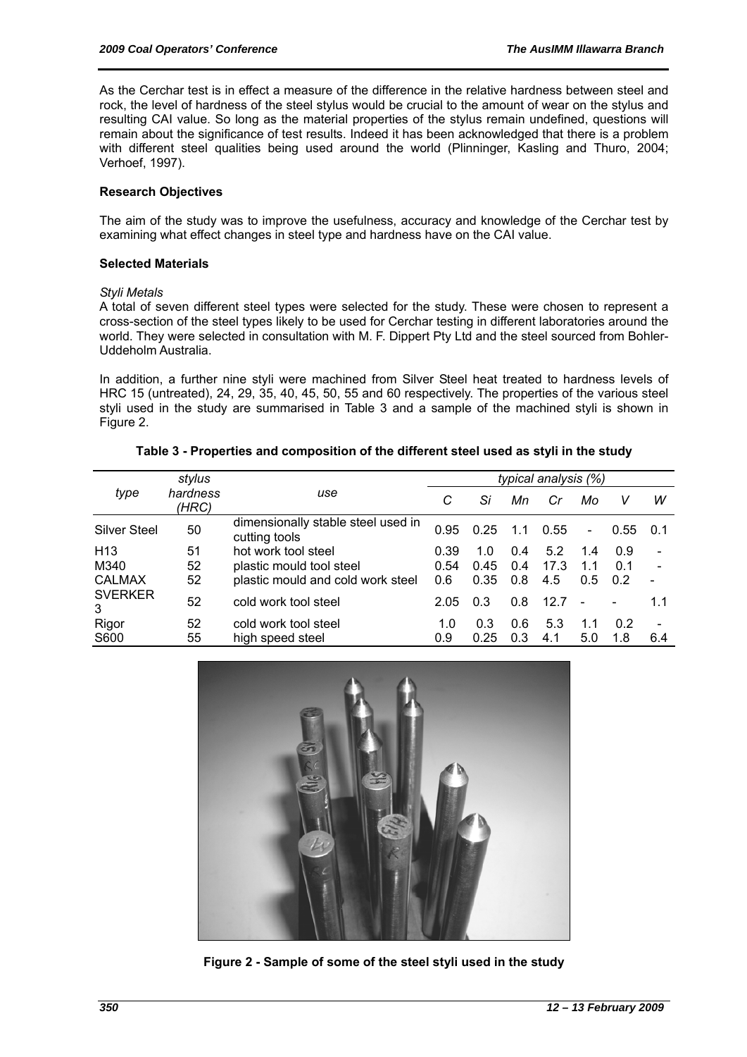As the Cerchar test is in effect a measure of the difference in the relative hardness between steel and rock, the level of hardness of the steel stylus would be crucial to the amount of wear on the stylus and resulting CAI value. So long as the material properties of the stylus remain undefined, questions will remain about the significance of test results. Indeed it has been acknowledged that there is a problem with different steel qualities being used around the world (Plinninger, Kasling and Thuro, 2004; Verhoef, 1997).

**Research Objectives**

The aim of the study was to improve the usefulness, accuracy and knowledge of the Cerchar test by examining what effect changes in steel type and hardness have on the CAI value.

**Selected Materials**

*Styli Metals*

A total of seven different steel types were selected for the study. These were chosen to represent a cross-section of the steel types likely to be used for Cerchar testing in different laboratories around the world. They were selected in consultation with M. F. Dippert Pty Ltd and the steel sourced from Bohler-Uddeholm Australia.

In addition, a further nine styli were machined from Silver Steel heat treated to hardness levels of HRC 15 (untreated), 24, 29, 35, 40, 45, 50, 55 and 60 respectively. The properties of the various steel styli used in the study are summarised in Table 3 and a sample of the machined styli is shown in Figure 2.

**Table 3 - Properties and composition of the different steel used as styli in the study**

| *type* | *stylus hardness (HRC)* | *use* | *typical analysis (%)* | | | | | | |
|---|---|---|---|---|---|---|---|---|---|
| | | | *C* | *Si* | *Mn* | *Cr* | *Mo* | *V* | *W* |
| Silver Steel | 50 | dimensionally stable steel used in cutting tools | 0.95 | 0.25 | 1.1 | 0.55 | - | 0.55 | 0.1 |
| H13 | 51 | hot work tool steel | 0.39 | 1.0 | 0.4 | 5.2 | 1.4 | 0.9 | - |
| M340 | 52 | plastic mould tool steel | 0.54 | 0.45 | 0.4 | 17.3 | 1.1 | 0.1 | - |
| CALMAX | 52 | plastic mould and cold work steel | 0.6 | 0.35 | 0.8 | 4.5 | 0.5 | 0.2 | - |
| SVERKER 3 | 52 | cold work tool steel | 2.05 | 0.3 | 0.8 | 12.7 | - | - | 1.1 |
| Rigor | 52 | cold work tool steel | 1.0 | 0.3 | 0.6 | 5.3 | 1.1 | 0.2 | - |
| S600 | 55 | high speed steel | 0.9 | 0.25 | 0.3 | 4.1 | 5.0 | 1.8 | 6.4 |

**Figure 2 - Sample of some of the steel styli used in the study**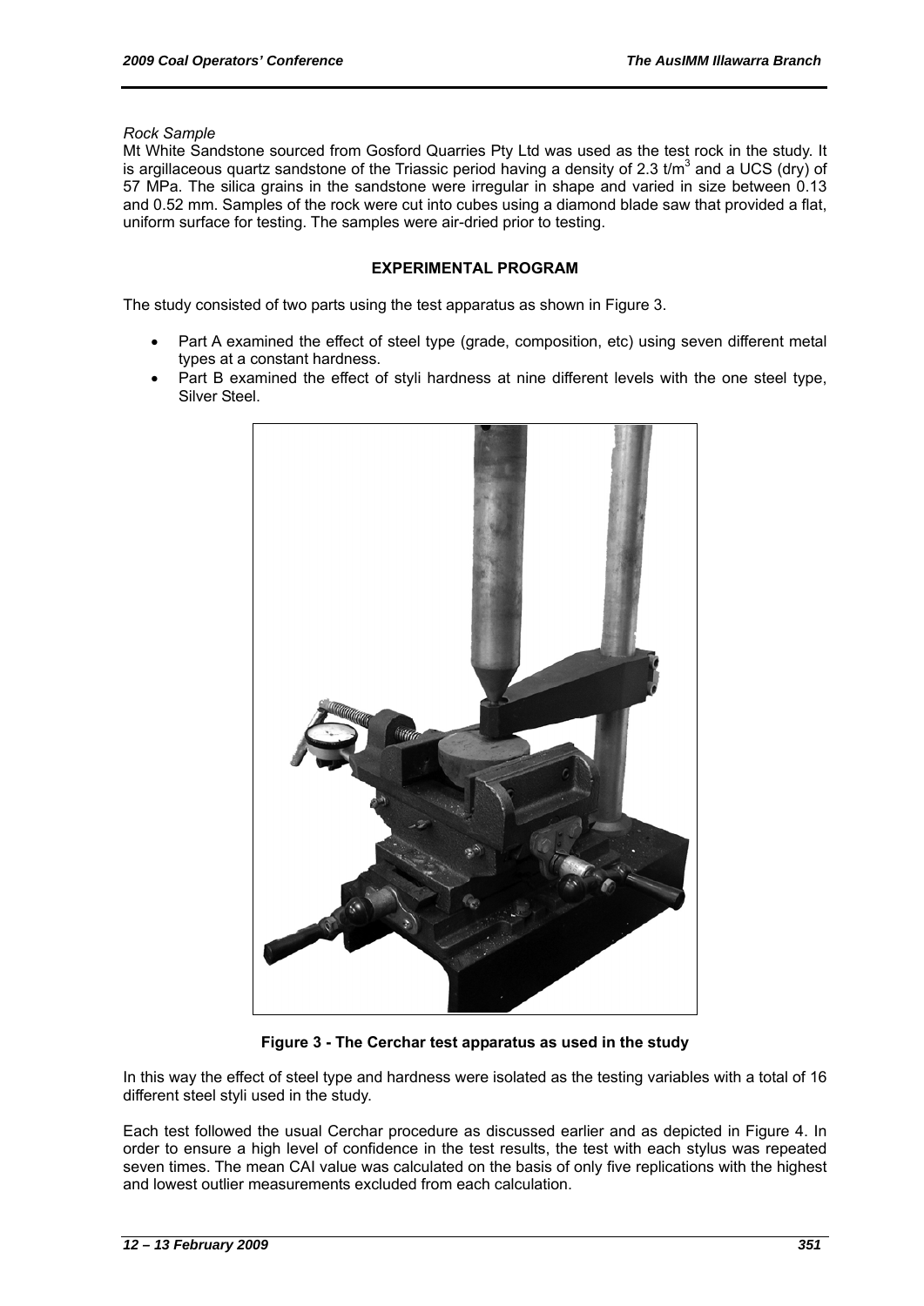*Rock Sample*

Mt White Sandstone sourced from Gosford Quarries Pty Ltd was used as the test rock in the study. It is argillaceous quartz sandstone of the Triassic period having a density of 2.3 t/m$^3$ and a UCS (dry) of 57 MPa. The silica grains in the sandstone were irregular in shape and varied in size between 0.13 and 0.52 mm. Samples of the rock were cut into cubes using a diamond blade saw that provided a flat, uniform surface for testing. The samples were air-dried prior to testing.

## EXPERIMENTAL PROGRAM

The study consisted of two parts using the test apparatus as shown in Figure 3.

- Part A examined the effect of steel type (grade, composition, etc) using seven different metal types at a constant hardness.
- Part B examined the effect of styli hardness at nine different levels with the one steel type, Silver Steel.

**Figure 3 - The Cerchar test apparatus as used in the study**

In this way the effect of steel type and hardness were isolated as the testing variables with a total of 16 different steel styli used in the study.

Each test followed the usual Cerchar procedure as discussed earlier and as depicted in Figure 4. In order to ensure a high level of confidence in the test results, the test with each stylus was repeated seven times. The mean CAI value was calculated on the basis of only five replications with the highest and lowest outlier measurements excluded from each calculation.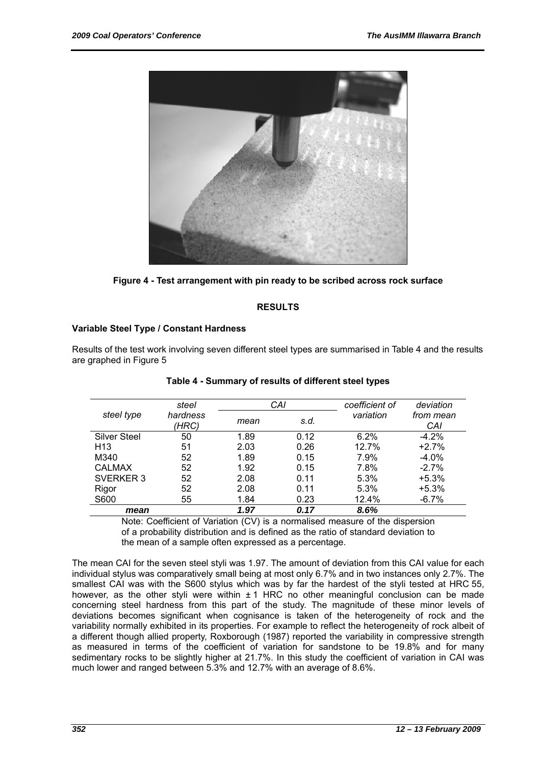Figure 4 - Test arrangement with pin ready to be scribed across rock surface

## RESULTS

### Variable Steel Type / Constant Hardness

Results of the test work involving seven different steel types are summarised in Table 4 and the results are graphed in Figure 5

**Table 4 - Summary of results of different steel types**

| *steel type* | *steel hardness (HRC)* | *CAI* | | *coefficient of variation* | *deviation from mean CAI* |
|---|---|---|---|---|---|
| | | *mean* | *s.d.* | | |
| Silver Steel | 50 | 1.89 | 0.12 | 6.2% | -4.2% |
| H13 | 51 | 2.03 | 0.26 | 12.7% | +2.7% |
| M340 | 52 | 1.89 | 0.15 | 7.9% | -4.0% |
| CALMAX | 52 | 1.92 | 0.15 | 7.8% | -2.7% |
| SVERKER 3 | 52 | 2.08 | 0.11 | 5.3% | +5.3% |
| Rigor | 52 | 2.08 | 0.11 | 5.3% | +5.3% |
| S600 | 55 | 1.84 | 0.23 | 12.4% | -6.7% |
| ***mean*** | | ***1.97*** | ***0.17*** | ***8.6%*** | |

Note: Coefficient of Variation (CV) is a normalised measure of the dispersion of a probability distribution and is defined as the ratio of standard deviation to the mean of a sample often expressed as a percentage.

The mean CAI for the seven steel styli was 1.97. The amount of deviation from this CAI value for each individual stylus was comparatively small being at most only 6.7% and in two instances only 2.7%. The smallest CAI was with the S600 stylus which was by far the hardest of the styli tested at HRC 55, however, as the other styli were within ± 1 HRC no other meaningful conclusion can be made concerning steel hardness from this part of the study. The magnitude of these minor levels of deviations becomes significant when cognisance is taken of the heterogeneity of rock and the variability normally exhibited in its properties. For example to reflect the heterogeneity of rock albeit of a different though allied property, Roxborough (1987) reported the variability in compressive strength as measured in terms of the coefficient of variation for sandstone to be 19.8% and for many sedimentary rocks to be slightly higher at 21.7%. In this study the coefficient of variation in CAI was much lower and ranged between 5.3% and 12.7% with an average of 8.6%.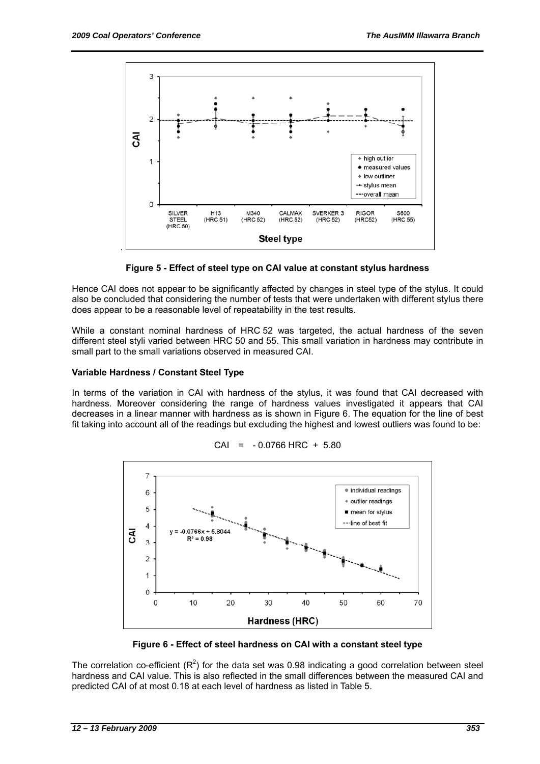Figure 5 - Effect of steel type on CAI value at constant stylus hardness

Hence CAI does not appear to be significantly affected by changes in steel type of the stylus. It could also be concluded that considering the number of tests that were undertaken with different stylus there does appear to be a reasonable level of repeatability in the test results.

While a constant nominal hardness of HRC 52 was targeted, the actual hardness of the seven different steel styli varied between HRC 50 and 55. This small variation in hardness may contribute in small part to the small variations observed in measured CAI.

**Variable Hardness / Constant Steel Type**

In terms of the variation in CAI with hardness of the stylus, it was found that CAI decreased with hardness. Moreover considering the range of hardness values investigated it appears that CAI decreases in a linear manner with hardness as is shown in Figure 6. The equation for the line of best fit taking into account all of the readings but excluding the highest and lowest outliers was found to be:

$$CAI = -0.0766\ HRC + 5.80$$

Figure 6 - Effect of steel hardness on CAI with a constant steel type

The correlation co-efficient ($R^2$) for the data set was 0.98 indicating a good correlation between steel hardness and CAI value. This is also reflected in the small differences between the measured CAI and predicted CAI of at most 0.18 at each level of hardness as listed in Table 5.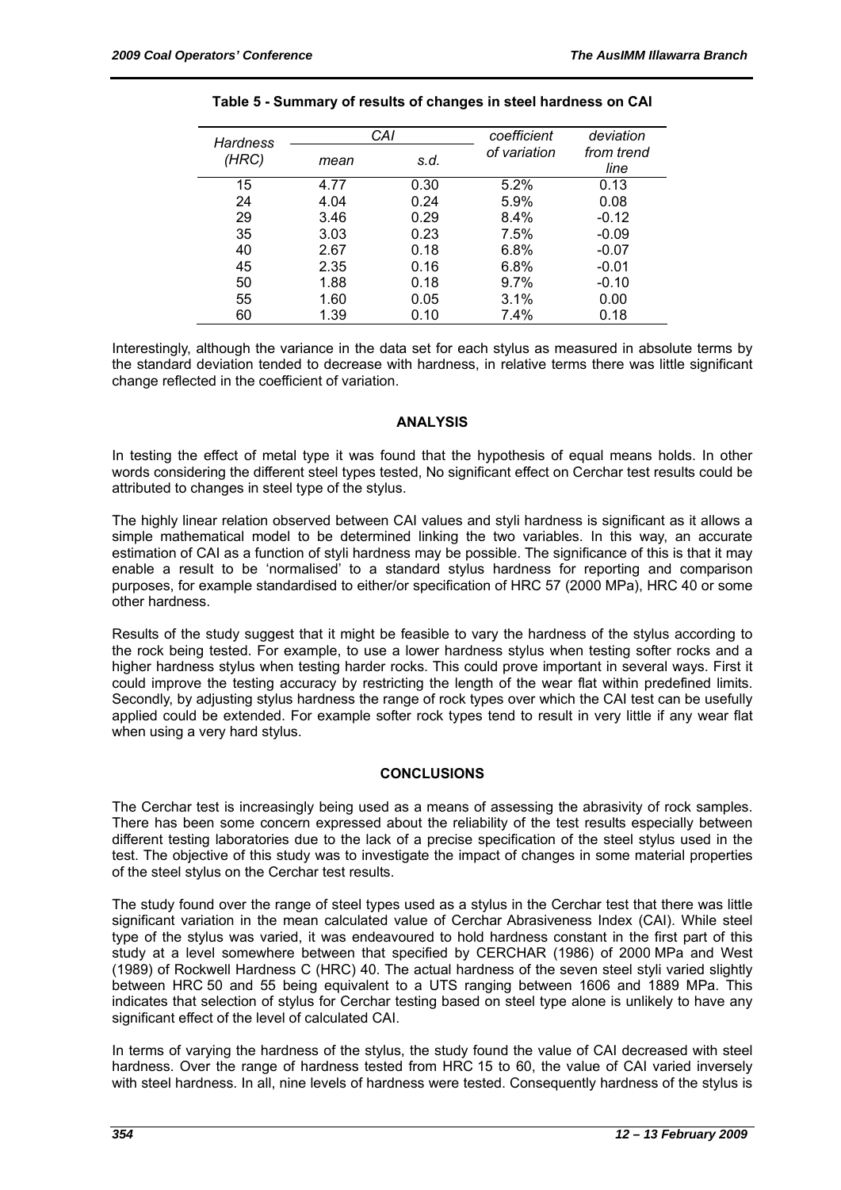**Table 5 - Summary of results of changes in steel hardness on CAI**

| *Hardness (HRC)* | *CAI* | | *coefficient of variation* | *deviation from trend line* |
|---|---|---|---|---|
| | *mean* | *s.d.* | | |
| 15 | 4.77 | 0.30 | 5.2% | 0.13 |
| 24 | 4.04 | 0.24 | 5.9% | 0.08 |
| 29 | 3.46 | 0.29 | 8.4% | -0.12 |
| 35 | 3.03 | 0.23 | 7.5% | -0.09 |
| 40 | 2.67 | 0.18 | 6.8% | -0.07 |
| 45 | 2.35 | 0.16 | 6.8% | -0.01 |
| 50 | 1.88 | 0.18 | 9.7% | -0.10 |
| 55 | 1.60 | 0.05 | 3.1% | 0.00 |
| 60 | 1.39 | 0.10 | 7.4% | 0.18 |

Interestingly, although the variance in the data set for each stylus as measured in absolute terms by the standard deviation tended to decrease with hardness, in relative terms there was little significant change reflected in the coefficient of variation.

## ANALYSIS

In testing the effect of metal type it was found that the hypothesis of equal means holds. In other words considering the different steel types tested, No significant effect on Cerchar test results could be attributed to changes in steel type of the stylus.

The highly linear relation observed between CAI values and styli hardness is significant as it allows a simple mathematical model to be determined linking the two variables. In this way, an accurate estimation of CAI as a function of styli hardness may be possible. The significance of this is that it may enable a result to be 'normalised' to a standard stylus hardness for reporting and comparison purposes, for example standardised to either/or specification of HRC 57 (2000 MPa), HRC 40 or some other hardness.

Results of the study suggest that it might be feasible to vary the hardness of the stylus according to the rock being tested. For example, to use a lower hardness stylus when testing softer rocks and a higher hardness stylus when testing harder rocks. This could prove important in several ways. First it could improve the testing accuracy by restricting the length of the wear flat within predefined limits. Secondly, by adjusting stylus hardness the range of rock types over which the CAI test can be usefully applied could be extended. For example softer rock types tend to result in very little if any wear flat when using a very hard stylus.

## CONCLUSIONS

The Cerchar test is increasingly being used as a means of assessing the abrasivity of rock samples. There has been some concern expressed about the reliability of the test results especially between different testing laboratories due to the lack of a precise specification of the steel stylus used in the test. The objective of this study was to investigate the impact of changes in some material properties of the steel stylus on the Cerchar test results.

The study found over the range of steel types used as a stylus in the Cerchar test that there was little significant variation in the mean calculated value of Cerchar Abrasiveness Index (CAI). While steel type of the stylus was varied, it was endeavoured to hold hardness constant in the first part of this study at a level somewhere between that specified by CERCHAR (1986) of 2000 MPa and West (1989) of Rockwell Hardness C (HRC) 40. The actual hardness of the seven steel styli varied slightly between HRC 50 and 55 being equivalent to a UTS ranging between 1606 and 1889 MPa. This indicates that selection of stylus for Cerchar testing based on steel type alone is unlikely to have any significant effect of the level of calculated CAI.

In terms of varying the hardness of the stylus, the study found the value of CAI decreased with steel hardness. Over the range of hardness tested from HRC 15 to 60, the value of CAI varied inversely with steel hardness. In all, nine levels of hardness were tested. Consequently hardness of the stylus is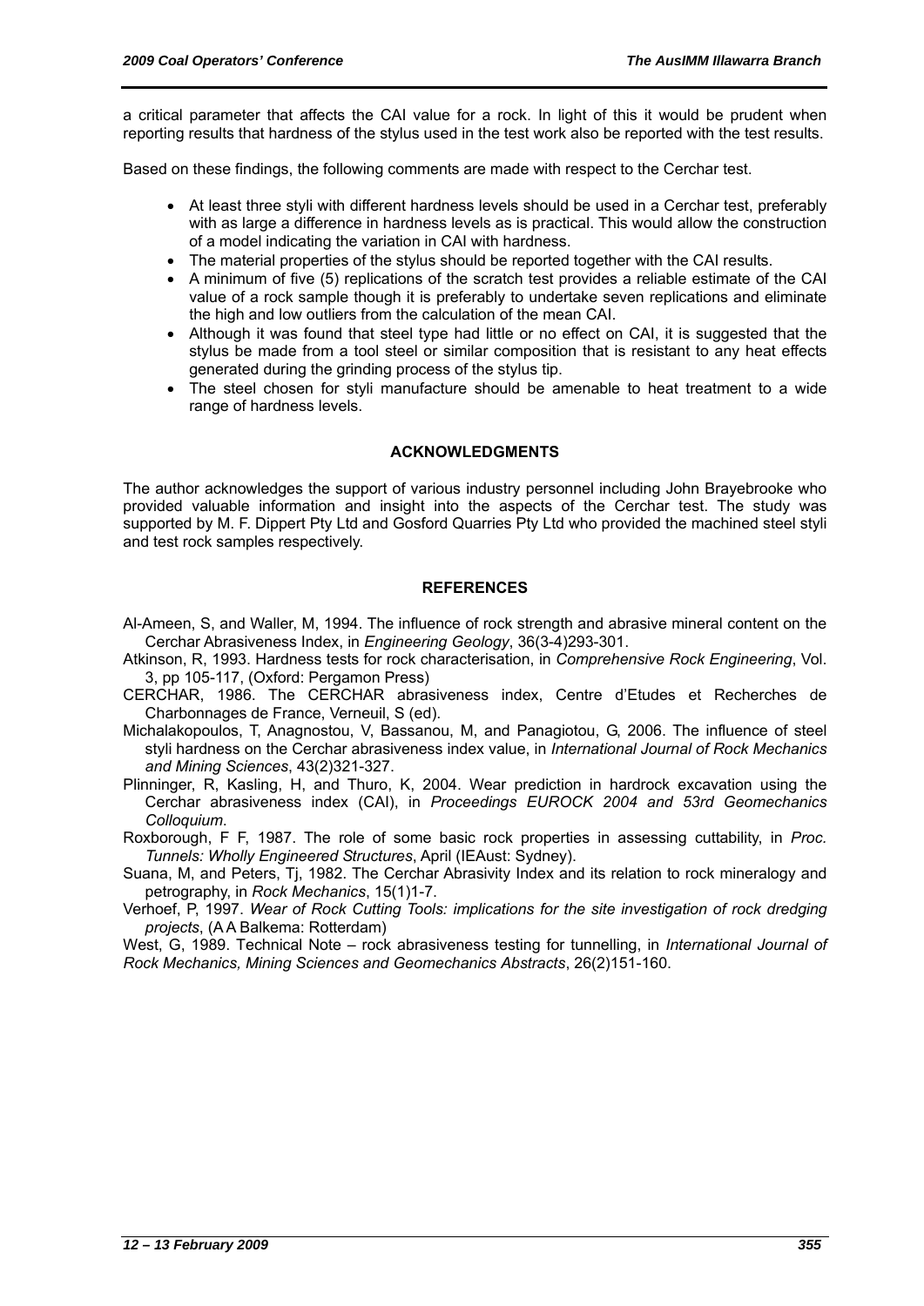a critical parameter that affects the CAI value for a rock. In light of this it would be prudent when reporting results that hardness of the stylus used in the test work also be reported with the test results.

Based on these findings, the following comments are made with respect to the Cerchar test.

- At least three styli with different hardness levels should be used in a Cerchar test, preferably with as large a difference in hardness levels as is practical. This would allow the construction of a model indicating the variation in CAI with hardness.
- The material properties of the stylus should be reported together with the CAI results.
- A minimum of five (5) replications of the scratch test provides a reliable estimate of the CAI value of a rock sample though it is preferably to undertake seven replications and eliminate the high and low outliers from the calculation of the mean CAI.
- Although it was found that steel type had little or no effect on CAI, it is suggested that the stylus be made from a tool steel or similar composition that is resistant to any heat effects generated during the grinding process of the stylus tip.
- The steel chosen for styli manufacture should be amenable to heat treatment to a wide range of hardness levels.

## ACKNOWLEDGMENTS

The author acknowledges the support of various industry personnel including John Brayebrooke who provided valuable information and insight into the aspects of the Cerchar test. The study was supported by M. F. Dippert Pty Ltd and Gosford Quarries Pty Ltd who provided the machined steel styli and test rock samples respectively.

## REFERENCES

Al-Ameen, S, and Waller, M, 1994. The influence of rock strength and abrasive mineral content on the Cerchar Abrasiveness Index, in *Engineering Geology*, 36(3-4)293-301.

Atkinson, R, 1993. Hardness tests for rock characterisation, in *Comprehensive Rock Engineering*, Vol. 3, pp 105-117, (Oxford: Pergamon Press)

CERCHAR, 1986. The CERCHAR abrasiveness index, Centre d'Etudes et Recherches de Charbonnages de France, Verneuil, S (ed).

Michalakopoulos, T, Anagnostou, V, Bassanou, M, and Panagiotou, G, 2006. The influence of steel styli hardness on the Cerchar abrasiveness index value, in *International Journal of Rock Mechanics and Mining Sciences*, 43(2)321-327.

Plinninger, R, Kasling, H, and Thuro, K, 2004. Wear prediction in hardrock excavation using the Cerchar abrasiveness index (CAI), in *Proceedings EUROCK 2004 and 53rd Geomechanics Colloquium*.

Roxborough, F F, 1987. The role of some basic rock properties in assessing cuttability, in *Proc. Tunnels: Wholly Engineered Structures*, April (IEAust: Sydney).

Suana, M, and Peters, Tj, 1982. The Cerchar Abrasivity Index and its relation to rock mineralogy and petrography, in *Rock Mechanics*, 15(1)1-7.

Verhoef, P, 1997. *Wear of Rock Cutting Tools: implications for the site investigation of rock dredging projects*, (A A Balkema: Rotterdam)

West, G, 1989. Technical Note – rock abrasiveness testing for tunnelling, in *International Journal of Rock Mechanics, Mining Sciences and Geomechanics Abstracts*, 26(2)151-160.